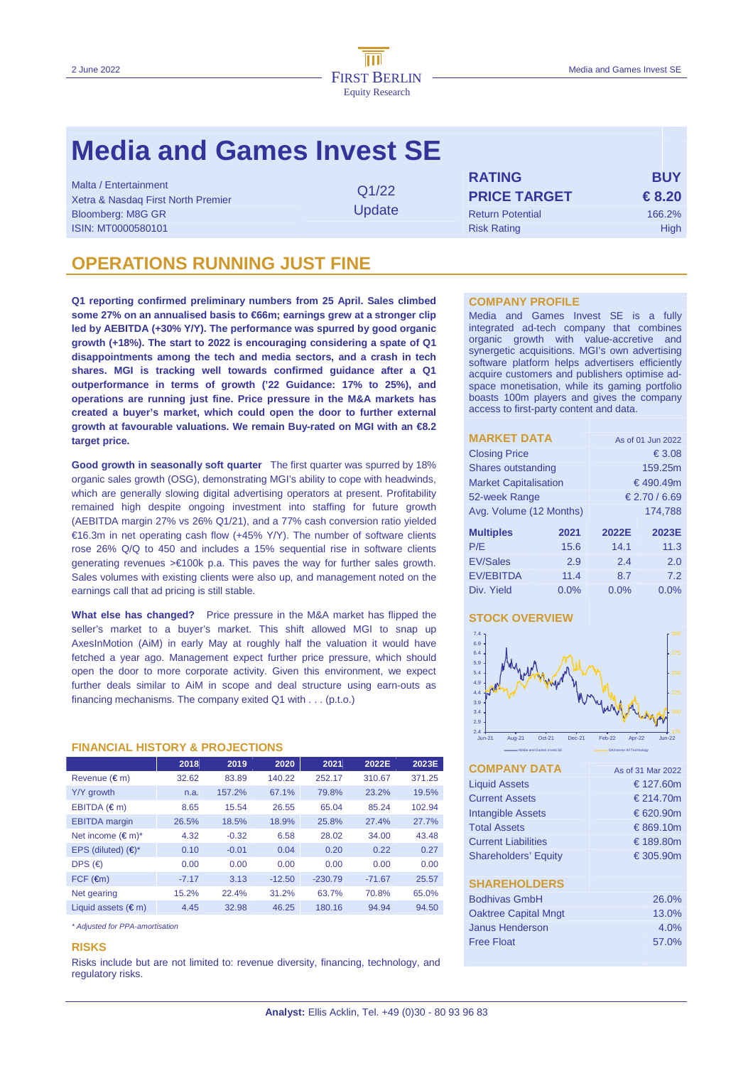# Media and Games Invest SE

Malta / Entertainment
Xetra & Nasdaq First North Premier
Bloomberg: M8G GR
ISIN: MT0000580101

Q1/22 Update

| | |
|---|---|
| **RATING** | **BUY** |
| **PRICE TARGET** | **€ 8.20** |
| Return Potential | 166.2% |
| Risk Rating | High |

## OPERATIONS RUNNING JUST FINE

**Q1 reporting confirmed preliminary numbers from 25 April. Sales climbed some 27% on an annualised basis to €66m; earnings grew at a stronger clip led by AEBITDA (+30% Y/Y). The performance was spurred by good organic growth (+18%). The start to 2022 is encouraging considering a spate of Q1 disappointments among the tech and media sectors, and a crash in tech shares. MGI is tracking well towards confirmed guidance after a Q1 outperformance in terms of growth ('22 Guidance: 17% to 25%), and operations are running just fine. Price pressure in the M&A markets has created a buyer's market, which could open the door to further external growth at favourable valuations. We remain Buy-rated on MGI with an €8.2 target price.**

**Good growth in seasonally soft quarter** The first quarter was spurred by 18% organic sales growth (OSG), demonstrating MGI's ability to cope with headwinds, which are generally slowing digital advertising operators at present. Profitability remained high despite ongoing investment into staffing for future growth (AEBITDA margin 27% vs 26% Q1/21), and a 77% cash conversion ratio yielded €16.3m in net operating cash flow (+45% Y/Y). The number of software clients rose 26% Q/Q to 450 and includes a 15% sequential rise in software clients generating revenues >€100k p.a. This paves the way for further sales growth. Sales volumes with existing clients were also up, and management noted on the earnings call that ad pricing is still stable.

**What else has changed?** Price pressure in the M&A market has flipped the seller's market to a buyer's market. This shift allowed MGI to snap up AxesInMotion (AiM) in early May at roughly half the valuation it would have fetched a year ago. Management expect further price pressure, which should open the door to more corporate activity. Given this environment, we expect further deals similar to AiM in scope and deal structure using earn-outs as financing mechanisms. The company exited Q1 with . . . (p.t.o.)

### FINANCIAL HISTORY & PROJECTIONS

| | 2018 | 2019 | 2020 | 2021 | 2022E | 2023E |
|---|---|---|---|---|---|---|
| Revenue (€ m) | 32.62 | 83.89 | 140.22 | 252.17 | 310.67 | 371.25 |
| Y/Y growth | n.a. | 157.2% | 67.1% | 79.8% | 23.2% | 19.5% |
| EBITDA (€ m) | 8.65 | 15.54 | 26.55 | 65.04 | 85.24 | 102.94 |
| EBITDA margin | 26.5% | 18.5% | 18.9% | 25.8% | 27.4% | 27.7% |
| Net income (€ m)* | 4.32 | -0.32 | 6.58 | 28.02 | 34.00 | 43.48 |
| EPS (diluted) (€)* | 0.10 | -0.01 | 0.04 | 0.20 | 0.22 | 0.27 |
| DPS (€) | 0.00 | 0.00 | 0.00 | 0.00 | 0.00 | 0.00 |
| FCF (€m) | -7.17 | 3.13 | -12.50 | -230.79 | -71.67 | 25.57 |
| Net gearing | 15.2% | 22.4% | 31.2% | 63.7% | 70.8% | 65.0% |
| Liquid assets (€ m) | 4.45 | 32.98 | 46.25 | 180.16 | 94.94 | 94.50 |

*\* Adjusted for PPA-amortisation*

### RISKS

Risks include but are not limited to: revenue diversity, financing, technology, and regulatory risks.

### COMPANY PROFILE

Media and Games Invest SE is a fully integrated ad-tech company that combines organic growth with value-accretive and synergetic acquisitions. MGI's own advertising software platform helps advertisers efficiently acquire customers and publishers optimise ad-space monetisation, while its gaming portfolio boasts 100m players and gives the company access to first-party content and data.

### MARKET DATA

As of 01 Jun 2022

| | |
|---|---|
| Closing Price | € 3.08 |
| Shares outstanding | 159.25m |
| Market Capitalisation | € 490.49m |
| 52-week Range | € 2.70 / 6.69 |
| Avg. Volume (12 Months) | 174,788 |

| Multiples | 2021 | 2022E | 2023E |
|---|---|---|---|
| P/E | 15.6 | 14.1 | 11.3 |
| EV/Sales | 2.9 | 2.4 | 2.0 |
| EV/EBITDA | 11.4 | 8.7 | 7.2 |
| Div. Yield | 0.0% | 0.0% | 0.0% |

### STOCK OVERVIEW

### COMPANY DATA

As of 31 Mar 2022

| | |
|---|---|
| Liquid Assets | € 127.60m |
| Current Assets | € 214.70m |
| Intangible Assets | € 620.90m |
| Total Assets | € 869.10m |
| Current Liabilities | € 189.80m |
| Shareholders' Equity | € 305.90m |

### SHAREHOLDERS

| | |
|---|---|
| Bodhivas GmbH | 26.0% |
| Oaktree Capital Mngt | 13.0% |
| Janus Henderson | 4.0% |
| Free Float | 57.0% |

**Analyst:** Ellis Acklin, Tel. +49 (0)30 - 80 93 96 83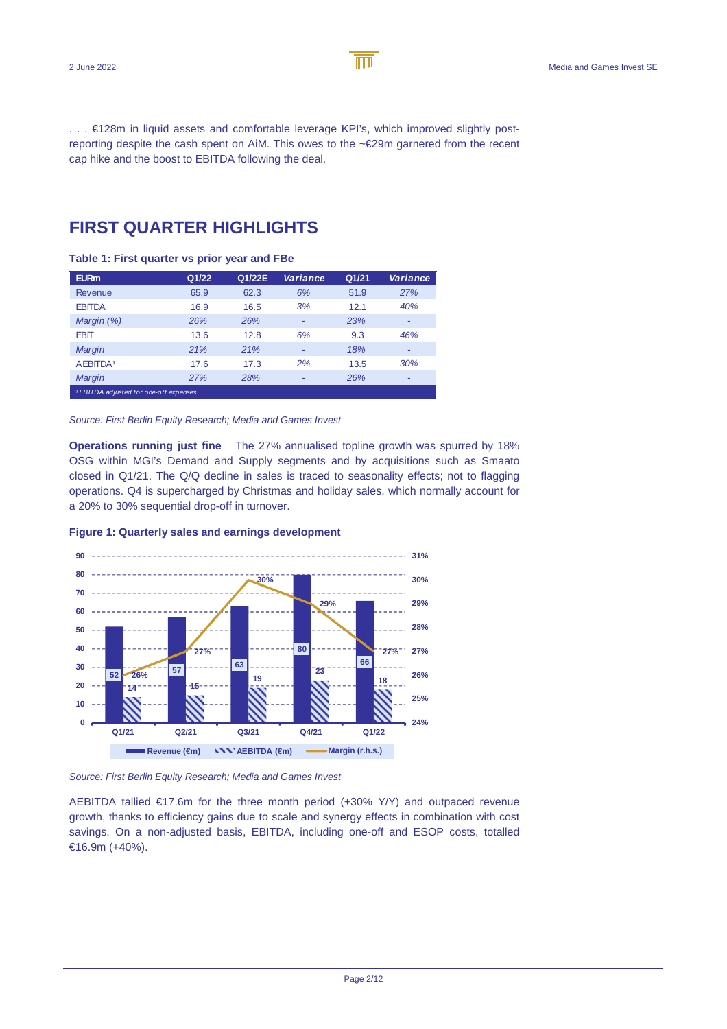. . . €128m in liquid assets and comfortable leverage KPI's, which improved slightly post-reporting despite the cash spent on AiM. This owes to the ~€29m garnered from the recent cap hike and the boost to EBITDA following the deal.

## FIRST QUARTER HIGHLIGHTS

**Table 1: First quarter vs prior year and FBe**

| EURm | Q1/22 | Q1/22E | *Variance* | Q1/21 | *Variance* |
|---|---|---|---|---|---|
| Revenue | 65.9 | 62.3 | *6%* | 51.9 | *27%* |
| EBITDA | 16.9 | 16.5 | *3%* | 12.1 | *40%* |
| *Margin (%)* | *26%* | *26%* | - | *23%* | - |
| EBIT | 13.6 | 12.8 | *6%* | 9.3 | *46%* |
| *Margin* | *21%* | *21%* | - | *18%* | - |
| AEBITDA[1] | 17.6 | 17.3 | *2%* | 13.5 | *30%* |
| *Margin* | *27%* | *28%* | - | *26%* | - |

*[1] EBITDA adjusted for one-off expenses*

*Source: First Berlin Equity Research; Media and Games Invest*

**Operations running just fine** The 27% annualised topline growth was spurred by 18% OSG within MGI's Demand and Supply segments and by acquisitions such as Smaato closed in Q1/21. The Q/Q decline in sales is traced to seasonality effects; not to flagging operations. Q4 is supercharged by Christmas and holiday sales, which normally account for a 20% to 30% sequential drop-off in turnover.

**Figure 1: Quarterly sales and earnings development**

| | Q1/21 | Q2/21 | Q3/21 | Q4/21 | Q1/22 |
|---|---|---|---|---|---|
| Revenue (€m) | 52 | 57 | 63 | 80 | 66 |
| AEBITDA (€m) | 14 | 15 | 19 | 23 | 18 |
| Margin (r.h.s.) | 26% | 27% | 30% | 29% | 27% |

*Source: First Berlin Equity Research; Media and Games Invest*

AEBITDA tallied €17.6m for the three month period (+30% Y/Y) and outpaced revenue growth, thanks to efficiency gains due to scale and synergy effects in combination with cost savings. On a non-adjusted basis, EBITDA, including one-off and ESOP costs, totalled €16.9m (+40%).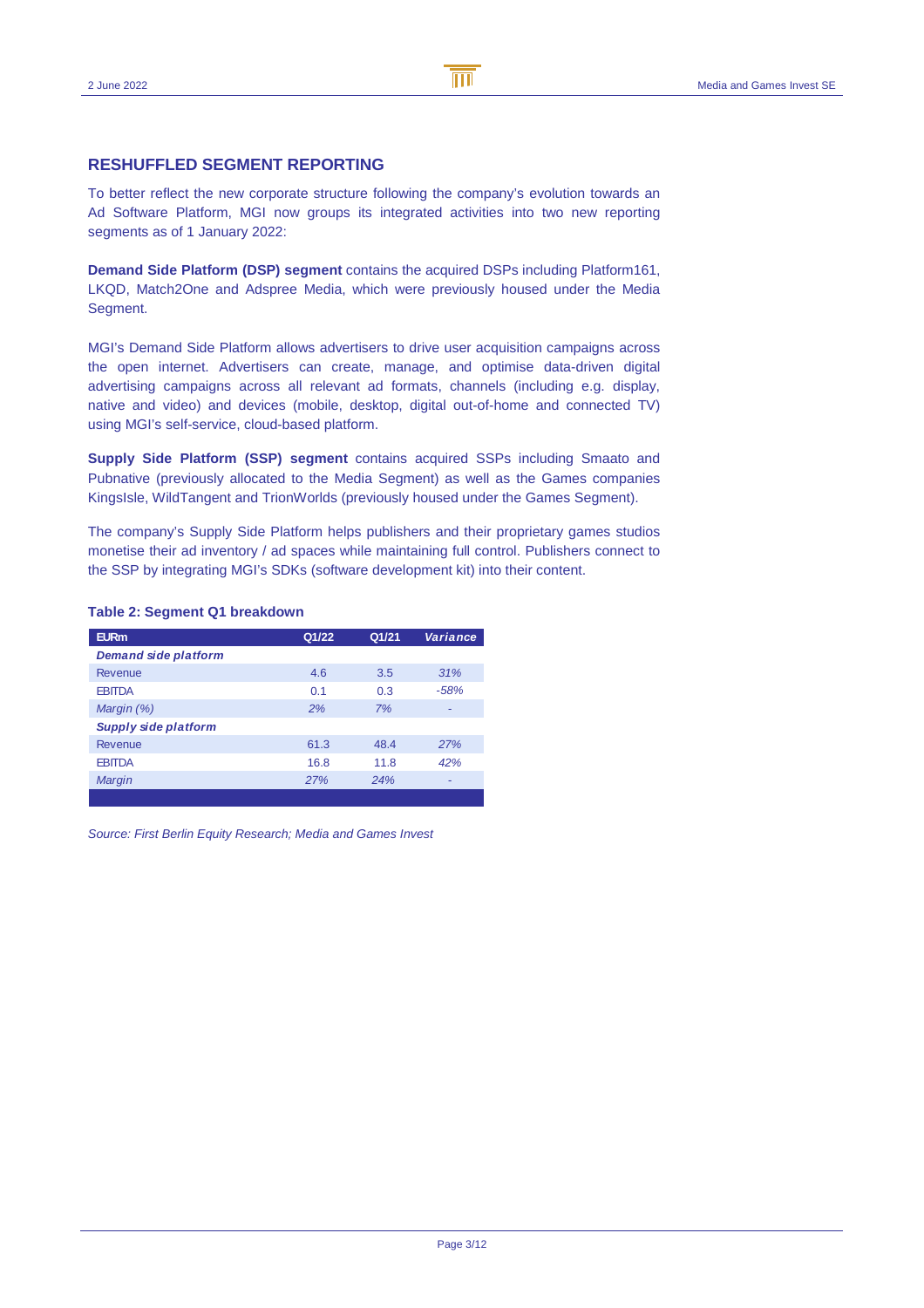## RESHUFFLED SEGMENT REPORTING

To better reflect the new corporate structure following the company's evolution towards an Ad Software Platform, MGI now groups its integrated activities into two new reporting segments as of 1 January 2022:

**Demand Side Platform (DSP) segment** contains the acquired DSPs including Platform161, LKQD, Match2One and Adspree Media, which were previously housed under the Media Segment.

MGI's Demand Side Platform allows advertisers to drive user acquisition campaigns across the open internet. Advertisers can create, manage, and optimise data-driven digital advertising campaigns across all relevant ad formats, channels (including e.g. display, native and video) and devices (mobile, desktop, digital out-of-home and connected TV) using MGI's self-service, cloud-based platform.

**Supply Side Platform (SSP) segment** contains acquired SSPs including Smaato and Pubnative (previously allocated to the Media Segment) as well as the Games companies KingsIsle, WildTangent and TrionWorlds (previously housed under the Games Segment).

The company's Supply Side Platform helps publishers and their proprietary games studios monetise their ad inventory / ad spaces while maintaining full control. Publishers connect to the SSP by integrating MGI's SDKs (software development kit) into their content.

**Table 2: Segment Q1 breakdown**

| EURm | Q1/22 | Q1/21 | *Variance* |
|---|---|---|---|
| ***Demand side platform*** | | | |
| Revenue | 4.6 | 3.5 | *31%* |
| EBITDA | 0.1 | 0.3 | *-58%* |
| *Margin (%)* | *2%* | *7%* | - |
| ***Supply side platform*** | | | |
| Revenue | 61.3 | 48.4 | *27%* |
| EBITDA | 16.8 | 11.8 | *42%* |
| *Margin* | *27%* | *24%* | - |

*Source: First Berlin Equity Research; Media and Games Invest*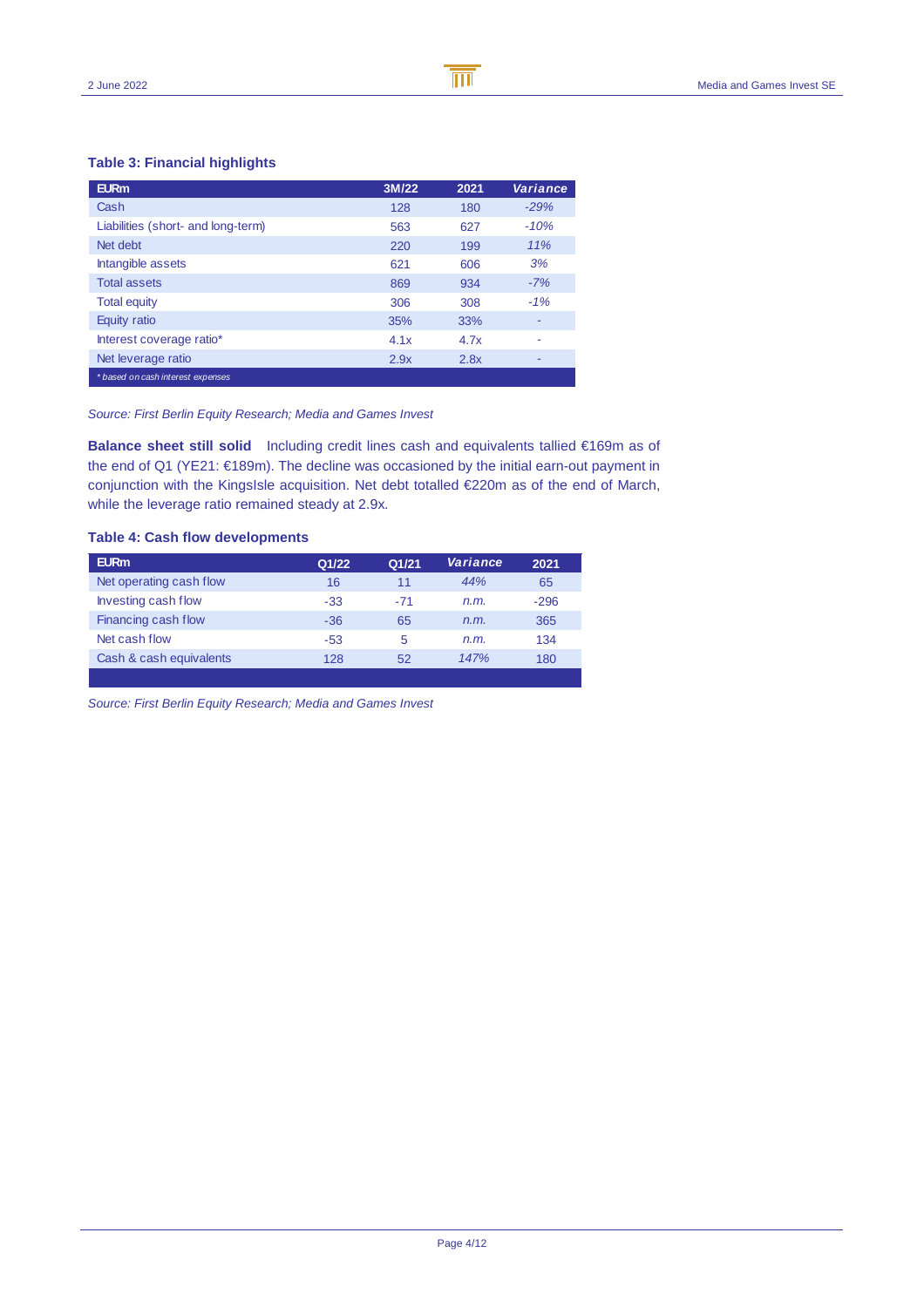### Table 3: Financial highlights

| EURm | 3M/22 | 2021 | *Variance* |
|---|---|---|---|
| Cash | 128 | 180 | *-29%* |
| Liabilities (short- and long-term) | 563 | 627 | *-10%* |
| Net debt | 220 | 199 | *11%* |
| Intangible assets | 621 | 606 | *3%* |
| Total assets | 869 | 934 | *-7%* |
| Total equity | 306 | 308 | *-1%* |
| Equity ratio | 35% | 33% | - |
| Interest coverage ratio* | 4.1x | 4.7x | - |
| Net leverage ratio | 2.9x | 2.8x | - |

*\* based on cash interest expenses*

*Source: First Berlin Equity Research; Media and Games Invest*

**Balance sheet still solid** Including credit lines cash and equivalents tallied €169m as of the end of Q1 (YE21: €189m). The decline was occasioned by the initial earn-out payment in conjunction with the KingsIsle acquisition. Net debt totalled €220m as of the end of March, while the leverage ratio remained steady at 2.9x.

### Table 4: Cash flow developments

| EURm | Q1/22 | Q1/21 | *Variance* | 2021 |
|---|---|---|---|---|
| Net operating cash flow | 16 | 11 | *44%* | 65 |
| Investing cash flow | -33 | -71 | *n.m.* | -296 |
| Financing cash flow | -36 | 65 | *n.m.* | 365 |
| Net cash flow | -53 | 5 | *n.m.* | 134 |
| Cash & cash equivalents | 128 | 52 | *147%* | 180 |

*Source: First Berlin Equity Research; Media and Games Invest*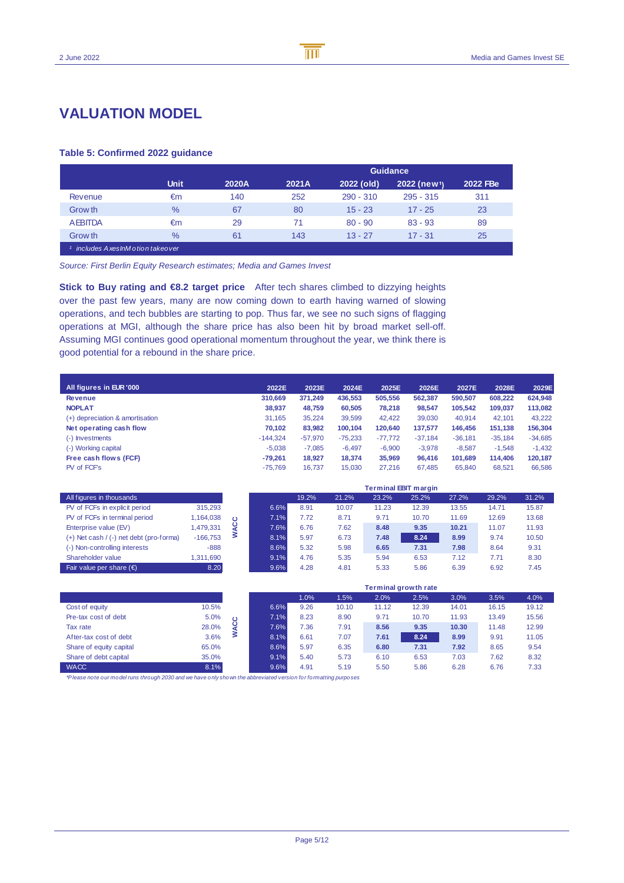# VALUATION MODEL

### Table 5: Confirmed 2022 guidance

| | Unit | 2020A | 2021A | Guidance 2022 (old) | Guidance 2022 (new[1]) | Guidance 2022 FBe |
|---|---|---|---|---|---|---|
| Revenue | €m | 140 | 252 | 290 - 310 | 295 - 315 | 311 |
| Growth | % | 67 | 80 | 15 - 23 | 17 - 25 | 23 |
| AEBITDA | €m | 29 | 71 | 80 - 90 | 83 - 93 | 89 |
| Growth | % | 61 | 143 | 13 - 27 | 17 - 31 | 25 |

[1] includes AxesInMotion takeover

*Source: First Berlin Equity Research estimates; Media and Games Invest*

**Stick to Buy rating and €8.2 target price** After tech shares climbed to dizzying heights over the past few years, many are now coming down to earth having warned of slowing operations, and tech bubbles are starting to pop. Thus far, we see no such signs of flagging operations at MGI, although the share price has also been hit by broad market sell-off. Assuming MGI continues good operational momentum throughout the year, we think there is good potential for a rebound in the share price.

| All figures in EUR '000 | 2022E | 2023E | 2024E | 2025E | 2026E | 2027E | 2028E | 2029E |
|---|---|---|---|---|---|---|---|---|
| **Revenue** | **310,669** | **371,249** | **436,553** | **505,556** | **562,387** | **590,507** | **608,222** | **624,948** |
| **NOPLAT** | **38,937** | **48,759** | **60,505** | **78,218** | **98,547** | **105,542** | **109,037** | **113,082** |
| (+) depreciation & amortisation | 31,165 | 35,224 | 39,599 | 42,422 | 39,030 | 40,914 | 42,101 | 43,222 |
| **Net operating cash flow** | **70,102** | **83,982** | **100,104** | **120,640** | **137,577** | **146,456** | **151,138** | **156,304** |
| (-) Investments | -144,324 | -57,970 | -75,233 | -77,772 | -37,184 | -36,181 | -35,184 | -34,685 |
| (-) Working capital | -5,038 | -7,085 | -6,497 | -6,900 | -3,978 | -8,587 | -1,548 | -1,432 |
| **Free cash flows (FCF)** | **-79,261** | **18,927** | **18,374** | **35,969** | **96,416** | **101,689** | **114,406** | **120,187** |
| PV of FCF's | -75,769 | 16,737 | 15,030 | 27,216 | 67,485 | 65,840 | 68,521 | 66,586 |

| All figures in thousands | |
|---|---|
| PV of FCFs in explicit period | 315,293 |
| PV of FCFs in terminal period | 1,164,038 |
| Enterprise value (EV) | 1,479,331 |
| (+) Net cash / (-) net debt (pro-forma) | -166,753 |
| (-) Non-controlling interests | -888 |
| Shareholder value | 1,311,690 |
| Fair value per share (€) | 8.20 |

| WACC \ Terminal EBIT margin | 19.2% | 21.2% | 23.2% | 25.2% | 27.2% | 29.2% | 31.2% |
|---|---|---|---|---|---|---|---|
| 6.6% | 8.91 | 10.07 | 11.23 | 12.39 | 13.55 | 14.71 | 15.87 |
| 7.1% | 7.72 | 8.71 | 9.71 | 10.70 | 11.69 | 12.69 | 13.68 |
| 7.6% | 6.76 | 7.62 | 8.48 | 9.35 | 10.21 | 11.07 | 11.93 |
| 8.1% | 5.97 | 6.73 | 7.48 | 8.24 | 8.99 | 9.74 | 10.50 |
| 8.6% | 5.32 | 5.98 | 6.65 | 7.31 | 7.98 | 8.64 | 9.31 |
| 9.1% | 4.76 | 5.35 | 5.94 | 6.53 | 7.12 | 7.71 | 8.30 |
| 9.6% | 4.28 | 4.81 | 5.33 | 5.86 | 6.39 | 6.92 | 7.45 |

| | |
|---|---|
| Cost of equity | 10.5% |
| Pre-tax cost of debt | 5.0% |
| Tax rate | 28.0% |
| After-tax cost of debt | 3.6% |
| Share of equity capital | 65.0% |
| Share of debt capital | 35.0% |
| WACC | 8.1% |

| WACC \ Terminal growth rate | 1.0% | 1.5% | 2.0% | 2.5% | 3.0% | 3.5% | 4.0% |
|---|---|---|---|---|---|---|---|
| 6.6% | 9.26 | 10.10 | 11.12 | 12.39 | 14.01 | 16.15 | 19.12 |
| 7.1% | 8.23 | 8.90 | 9.71 | 10.70 | 11.93 | 13.49 | 15.56 |
| 7.6% | 7.36 | 7.91 | 8.56 | 9.35 | 10.30 | 11.48 | 12.99 |
| 8.1% | 6.61 | 7.07 | 7.61 | 8.24 | 8.99 | 9.91 | 11.05 |
| 8.6% | 5.97 | 6.35 | 6.80 | 7.31 | 7.92 | 8.65 | 9.54 |
| 9.1% | 5.40 | 5.73 | 6.10 | 6.53 | 7.03 | 7.62 | 8.32 |
| 9.6% | 4.91 | 5.19 | 5.50 | 5.86 | 6.28 | 6.76 | 7.33 |

*\*Please note our model runs through 2030 and we have only shown the abbreviated version for formatting purposes*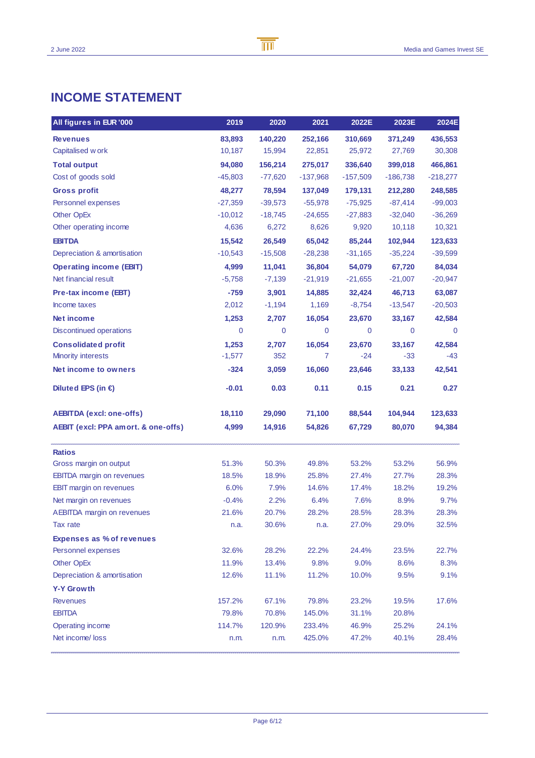# INCOME STATEMENT

| All figures in EUR '000 | 2019 | 2020 | 2021 | 2022E | 2023E | 2024E |
|---|---|---|---|---|---|---|
| **Revenues** | **83,893** | **140,220** | **252,166** | **310,669** | **371,249** | **436,553** |
| Capitalised work | 10,187 | 15,994 | 22,851 | 25,972 | 27,769 | 30,308 |
| **Total output** | **94,080** | **156,214** | **275,017** | **336,640** | **399,018** | **466,861** |
| Cost of goods sold | -45,803 | -77,620 | -137,968 | -157,509 | -186,738 | -218,277 |
| **Gross profit** | **48,277** | **78,594** | **137,049** | **179,131** | **212,280** | **248,585** |
| Personnel expenses | -27,359 | -39,573 | -55,978 | -75,925 | -87,414 | -99,003 |
| Other OpEx | -10,012 | -18,745 | -24,655 | -27,883 | -32,040 | -36,269 |
| Other operating income | 4,636 | 6,272 | 8,626 | 9,920 | 10,118 | 10,321 |
| **EBITDA** | **15,542** | **26,549** | **65,042** | **85,244** | **102,944** | **123,633** |
| Depreciation & amortisation | -10,543 | -15,508 | -28,238 | -31,165 | -35,224 | -39,599 |
| **Operating income (EBIT)** | **4,999** | **11,041** | **36,804** | **54,079** | **67,720** | **84,034** |
| Net financial result | -5,758 | -7,139 | -21,919 | -21,655 | -21,007 | -20,947 |
| **Pre-tax income (EBT)** | **-759** | **3,901** | **14,885** | **32,424** | **46,713** | **63,087** |
| Income taxes | 2,012 | -1,194 | 1,169 | -8,754 | -13,547 | -20,503 |
| **Net income** | **1,253** | **2,707** | **16,054** | **23,670** | **33,167** | **42,584** |
| Discontinued operations | 0 | 0 | 0 | 0 | 0 | 0 |
| **Consolidated profit** | **1,253** | **2,707** | **16,054** | **23,670** | **33,167** | **42,584** |
| Minority interests | -1,577 | 352 | 7 | -24 | -33 | -43 |
| **Net income to owners** | **-324** | **3,059** | **16,060** | **23,646** | **33,133** | **42,541** |
| **Diluted EPS (in €)** | **-0.01** | **0.03** | **0.11** | **0.15** | **0.21** | **0.27** |
| **AEBITDA (excl: one-offs)** | **18,110** | **29,090** | **71,100** | **88,544** | **104,944** | **123,633** |
| **AEBIT (excl: PPA amort. & one-offs)** | **4,999** | **14,916** | **54,826** | **67,729** | **80,070** | **94,384** |
| **Ratios** | | | | | | |
| Gross margin on output | 51.3% | 50.3% | 49.8% | 53.2% | 53.2% | 56.9% |
| EBITDA margin on revenues | 18.5% | 18.9% | 25.8% | 27.4% | 27.7% | 28.3% |
| EBIT margin on revenues | 6.0% | 7.9% | 14.6% | 17.4% | 18.2% | 19.2% |
| Net margin on revenues | -0.4% | 2.2% | 6.4% | 7.6% | 8.9% | 9.7% |
| AEBITDA margin on revenues | 21.6% | 20.7% | 28.2% | 28.5% | 28.3% | 28.3% |
| Tax rate | n.a. | 30.6% | n.a. | 27.0% | 29.0% | 32.5% |
| **Expenses as % of revenues** | | | | | | |
| Personnel expenses | 32.6% | 28.2% | 22.2% | 24.4% | 23.5% | 22.7% |
| Other OpEx | 11.9% | 13.4% | 9.8% | 9.0% | 8.6% | 8.3% |
| Depreciation & amortisation | 12.6% | 11.1% | 11.2% | 10.0% | 9.5% | 9.1% |
| **Y-Y Growth** | | | | | | |
| Revenues | 157.2% | 67.1% | 79.8% | 23.2% | 19.5% | 17.6% |
| EBITDA | 79.8% | 70.8% | 145.0% | 31.1% | 20.8% | |
| Operating income | 114.7% | 120.9% | 233.4% | 46.9% | 25.2% | 24.1% |
| Net income/ loss | n.m. | n.m. | 425.0% | 47.2% | 40.1% | 28.4% |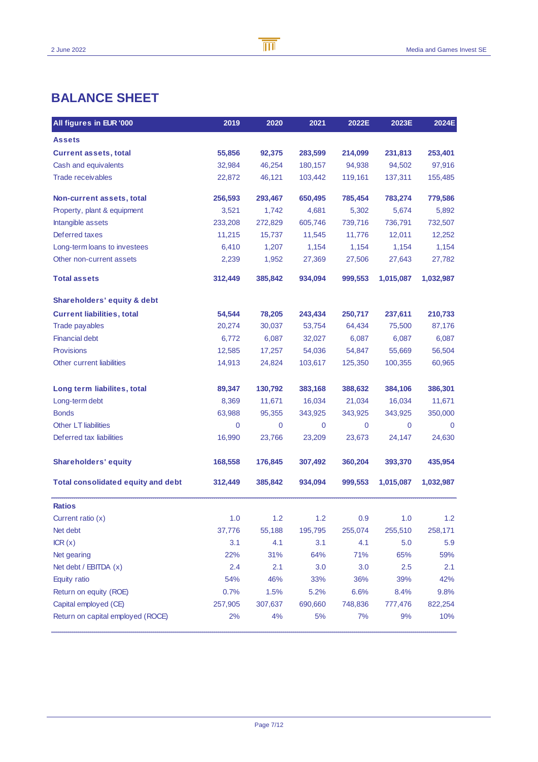# BALANCE SHEET

| All figures in EUR '000 | 2019 | 2020 | 2021 | 2022E | 2023E | 2024E |
|---|---|---|---|---|---|---|
| **Assets** | | | | | | |
| **Current assets, total** | **55,856** | **92,375** | **283,599** | **214,099** | **231,813** | **253,401** |
| Cash and equivalents | 32,984 | 46,254 | 180,157 | 94,938 | 94,502 | 97,916 |
| Trade receivables | 22,872 | 46,121 | 103,442 | 119,161 | 137,311 | 155,485 |
| **Non-current assets, total** | **256,593** | **293,467** | **650,495** | **785,454** | **783,274** | **779,586** |
| Property, plant & equipment | 3,521 | 1,742 | 4,681 | 5,302 | 5,674 | 5,892 |
| Intangible assets | 233,208 | 272,829 | 605,746 | 739,716 | 736,791 | 732,507 |
| Deferred taxes | 11,215 | 15,737 | 11,545 | 11,776 | 12,011 | 12,252 |
| Long-term loans to investees | 6,410 | 1,207 | 1,154 | 1,154 | 1,154 | 1,154 |
| Other non-current assets | 2,239 | 1,952 | 27,369 | 27,506 | 27,643 | 27,782 |
| **Total assets** | **312,449** | **385,842** | **934,094** | **999,553** | **1,015,087** | **1,032,987** |
| **Shareholders' equity & debt** | | | | | | |
| **Current liabilities, total** | **54,544** | **78,205** | **243,434** | **250,717** | **237,611** | **210,733** |
| Trade payables | 20,274 | 30,037 | 53,754 | 64,434 | 75,500 | 87,176 |
| Financial debt | 6,772 | 6,087 | 32,027 | 6,087 | 6,087 | 6,087 |
| Provisions | 12,585 | 17,257 | 54,036 | 54,847 | 55,669 | 56,504 |
| Other current liabilities | 14,913 | 24,824 | 103,617 | 125,350 | 100,355 | 60,965 |
| **Long term liabilites, total** | **89,347** | **130,792** | **383,168** | **388,632** | **384,106** | **386,301** |
| Long-term debt | 8,369 | 11,671 | 16,034 | 21,034 | 16,034 | 11,671 |
| Bonds | 63,988 | 95,355 | 343,925 | 343,925 | 343,925 | 350,000 |
| Other LT liabilities | 0 | 0 | 0 | 0 | 0 | 0 |
| Deferred tax liabilities | 16,990 | 23,766 | 23,209 | 23,673 | 24,147 | 24,630 |
| **Shareholders' equity** | **168,558** | **176,845** | **307,492** | **360,204** | **393,370** | **435,954** |
| **Total consolidated equity and debt** | **312,449** | **385,842** | **934,094** | **999,553** | **1,015,087** | **1,032,987** |

| **Ratios** | 2019 | 2020 | 2021 | 2022E | 2023E | 2024E |
|---|---|---|---|---|---|---|
| Current ratio (x) | 1.0 | 1.2 | 1.2 | 0.9 | 1.0 | 1.2 |
| Net debt | 37,776 | 55,188 | 195,795 | 255,074 | 255,510 | 258,171 |
| ICR (x) | 3.1 | 4.1 | 3.1 | 4.1 | 5.0 | 5.9 |
| Net gearing | 22% | 31% | 64% | 71% | 65% | 59% |
| Net debt / EBITDA (x) | 2.4 | 2.1 | 3.0 | 3.0 | 2.5 | 2.1 |
| Equity ratio | 54% | 46% | 33% | 36% | 39% | 42% |
| Return on equity (ROE) | 0.7% | 1.5% | 5.2% | 6.6% | 8.4% | 9.8% |
| Capital employed (CE) | 257,905 | 307,637 | 690,660 | 748,836 | 777,476 | 822,254 |
| Return on capital employed (ROCE) | 2% | 4% | 5% | 7% | 9% | 10% |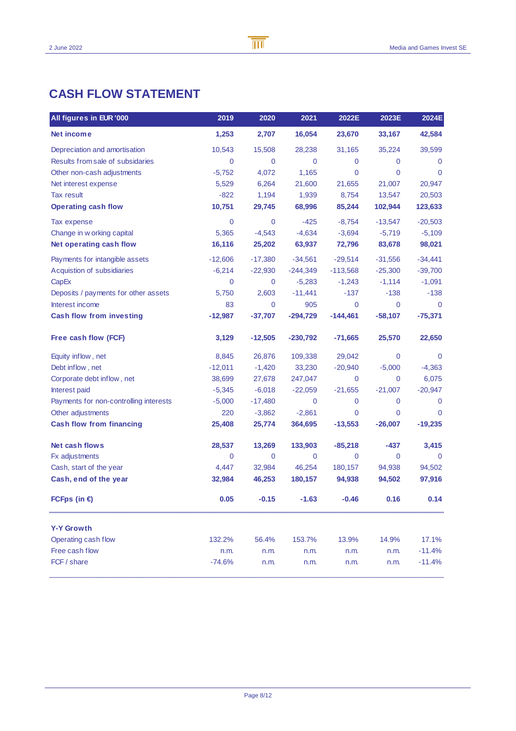## CASH FLOW STATEMENT

| All figures in EUR '000 | 2019 | 2020 | 2021 | 2022E | 2023E | 2024E |
|---|---|---|---|---|---|---|
| **Net income** | **1,253** | **2,707** | **16,054** | **23,670** | **33,167** | **42,584** |
| Depreciation and amortisation | 10,543 | 15,508 | 28,238 | 31,165 | 35,224 | 39,599 |
| Results from sale of subsidaries | 0 | 0 | 0 | 0 | 0 | 0 |
| Other non-cash adjustments | -5,752 | 4,072 | 1,165 | 0 | 0 | 0 |
| Net interest expense | 5,529 | 6,264 | 21,600 | 21,655 | 21,007 | 20,947 |
| Tax result | -822 | 1,194 | 1,939 | 8,754 | 13,547 | 20,503 |
| **Operating cash flow** | **10,751** | **29,745** | **68,996** | **85,244** | **102,944** | **123,633** |
| Tax expense | 0 | 0 | -425 | -8,754 | -13,547 | -20,503 |
| Change in working capital | 5,365 | -4,543 | -4,634 | -3,694 | -5,719 | -5,109 |
| **Net operating cash flow** | **16,116** | **25,202** | **63,937** | **72,796** | **83,678** | **98,021** |
| Payments for intangible assets | -12,606 | -17,380 | -34,561 | -29,514 | -31,556 | -34,441 |
| Acquistion of subsidiaries | -6,214 | -22,930 | -244,349 | -113,568 | -25,300 | -39,700 |
| CapEx | 0 | 0 | -5,283 | -1,243 | -1,114 | -1,091 |
| Deposits / payments for other assets | 5,750 | 2,603 | -11,441 | -137 | -138 | -138 |
| Interest income | 83 | 0 | 905 | 0 | 0 | 0 |
| **Cash flow from investing** | **-12,987** | **-37,707** | **-294,729** | **-144,461** | **-58,107** | **-75,371** |
| **Free cash flow (FCF)** | **3,129** | **-12,505** | **-230,792** | **-71,665** | **25,570** | **22,650** |
| Equity inflow, net | 8,845 | 26,876 | 109,338 | 29,042 | 0 | 0 |
| Debt inflow, net | -12,011 | -1,420 | 33,230 | -20,940 | -5,000 | -4,363 |
| Corporate debt inflow, net | 38,699 | 27,678 | 247,047 | 0 | 0 | 6,075 |
| Interest paid | -5,345 | -6,018 | -22,059 | -21,655 | -21,007 | -20,947 |
| Payments for non-controlling interests | -5,000 | -17,480 | 0 | 0 | 0 | 0 |
| Other adjustments | 220 | -3,862 | -2,861 | 0 | 0 | 0 |
| **Cash flow from financing** | **25,408** | **25,774** | **364,695** | **-13,553** | **-26,007** | **-19,235** |
| **Net cash flows** | **28,537** | **13,269** | **133,903** | **-85,218** | **-437** | **3,415** |
| Fx adjustments | 0 | 0 | 0 | 0 | 0 | 0 |
| Cash, start of the year | 4,447 | 32,984 | 46,254 | 180,157 | 94,938 | 94,502 |
| **Cash, end of the year** | **32,984** | **46,253** | **180,157** | **94,938** | **94,502** | **97,916** |
| **FCFps (in €)** | **0.05** | **-0.15** | **-1.63** | **-0.46** | **0.16** | **0.14** |
| **Y-Y Growth** | | | | | | |
| Operating cash flow | 132.2% | 56.4% | 153.7% | 13.9% | 14.9% | 17.1% |
| Free cash flow | n.m. | n.m. | n.m. | n.m. | n.m. | -11.4% |
| FCF / share | -74.6% | n.m. | n.m. | n.m. | n.m. | -11.4% |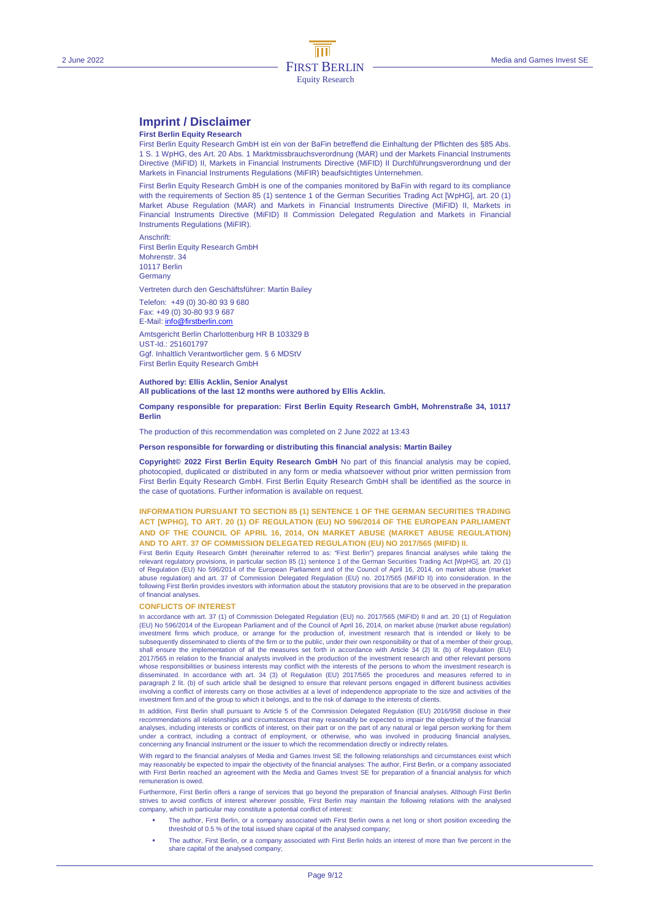# Imprint / Disclaimer

**First Berlin Equity Research**

First Berlin Equity Research GmbH ist ein von der BaFin betreffend die Einhaltung der Pflichten des §85 Abs. 1 S. 1 WpHG, des Art. 20 Abs. 1 Marktmissbrauchsverordnung (MAR) und der Markets Financial Instruments Directive (MiFID) II, Markets in Financial Instruments Directive (MiFID) II Durchführungsverordnung und der Markets in Financial Instruments Regulations (MiFIR) beaufsichtigtes Unternehmen.

First Berlin Equity Research GmbH is one of the companies monitored by BaFin with regard to its compliance with the requirements of Section 85 (1) sentence 1 of the German Securities Trading Act [WpHG], art. 20 (1) Market Abuse Regulation (MAR) and Markets in Financial Instruments Directive (MiFID) II, Markets in Financial Instruments Directive (MiFID) II Commission Delegated Regulation and Markets in Financial Instruments Regulations (MiFIR).

Anschrift:
First Berlin Equity Research GmbH
Mohrenstr. 34
10117 Berlin
Germany

Vertreten durch den Geschäftsführer: Martin Bailey

Telefon: +49 (0) 30-80 93 9 680
Fax: +49 (0) 30-80 93 9 687
E-Mail: info@firstberlin.com

Amtsgericht Berlin Charlottenburg HR B 103329 B
UST-Id.: 251601797
Ggf. Inhaltlich Verantwortlicher gem. § 6 MDStV
First Berlin Equity Research GmbH

**Authored by: Ellis Acklin, Senior Analyst**
**All publications of the last 12 months were authored by Ellis Acklin.**

**Company responsible for preparation: First Berlin Equity Research GmbH, Mohrenstraße 34, 10117 Berlin**

The production of this recommendation was completed on 2 June 2022 at 13:43

**Person responsible for forwarding or distributing this financial analysis: Martin Bailey**

**Copyright© 2022 First Berlin Equity Research GmbH** No part of this financial analysis may be copied, photocopied, duplicated or distributed in any form or media whatsoever without prior written permission from First Berlin Equity Research GmbH. First Berlin Equity Research GmbH shall be identified as the source in the case of quotations. Further information is available on request.

### INFORMATION PURSUANT TO SECTION 85 (1) SENTENCE 1 OF THE GERMAN SECURITIES TRADING ACT [WPHG], TO ART. 20 (1) OF REGULATION (EU) NO 596/2014 OF THE EUROPEAN PARLIAMENT AND OF THE COUNCIL OF APRIL 16, 2014, ON MARKET ABUSE (MARKET ABUSE REGULATION) AND TO ART. 37 OF COMMISSION DELEGATED REGULATION (EU) NO 2017/565 (MIFID) II.

First Berlin Equity Research GmbH (hereinafter referred to as: "First Berlin") prepares financial analyses while taking the relevant regulatory provisions, in particular section 85 (1) sentence 1 of the German Securities Trading Act [WpHG], art. 20 (1) of Regulation (EU) No 596/2014 of the European Parliament and of the Council of April 16, 2014, on market abuse (market abuse regulation) and art. 37 of Commission Delegated Regulation (EU) no. 2017/565 (MiFID II) into consideration. In the following First Berlin provides investors with information about the statutory provisions that are to be observed in the preparation of financial analyses.

### CONFLICTS OF INTEREST

In accordance with art. 37 (1) of Commission Delegated Regulation (EU) no. 2017/565 (MiFID) II and art. 20 (1) of Regulation (EU) No 596/2014 of the European Parliament and of the Council of April 16, 2014, on market abuse (market abuse regulation) investment firms which produce, or arrange for the production of, investment research that is intended or likely to be subsequently disseminated to clients of the firm or to the public, under their own responsibility or that of a member of their group, shall ensure the implementation of all the measures set forth in accordance with Article 34 (2) lit. (b) of Regulation (EU) 2017/565 in relation to the financial analysts involved in the production of the investment research and other relevant persons whose responsibilities or business interests may conflict with the interests of the persons to whom the investment research is disseminated. In accordance with art. 34 (3) of Regulation (EU) 2017/565 the procedures and measures referred to in paragraph 2 lit. (b) of such article shall be designed to ensure that relevant persons engaged in different business activities involving a conflict of interests carry on those activities at a level of independence appropriate to the size and activities of the investment firm and of the group to which it belongs, and to the risk of damage to the interests of clients.

In addition, First Berlin shall pursuant to Article 5 of the Commission Delegated Regulation (EU) 2016/958 disclose in their recommendations all relationships and circumstances that may reasonably be expected to impair the objectivity of the financial analyses, including interests or conflicts of interest, on their part or on the part of any natural or legal person working for them under a contract, including a contract of employment, or otherwise, who was involved in producing financial analyses, concerning any financial instrument or the issuer to which the recommendation directly or indirectly relates.

With regard to the financial analyses of Media and Games Invest SE the following relationships and circumstances exist which may reasonably be expected to impair the objectivity of the financial analyses: The author, First Berlin, or a company associated with First Berlin reached an agreement with the Media and Games Invest SE for preparation of a financial analysis for which remuneration is owed.

Furthermore, First Berlin offers a range of services that go beyond the preparation of financial analyses. Although First Berlin strives to avoid conflicts of interest wherever possible, First Berlin may maintain the following relations with the analysed company, which in particular may constitute a potential conflict of interest:

- The author, First Berlin, or a company associated with First Berlin owns a net long or short position exceeding the threshold of 0.5 % of the total issued share capital of the analysed company;
- The author, First Berlin, or a company associated with First Berlin holds an interest of more than five percent in the share capital of the analysed company;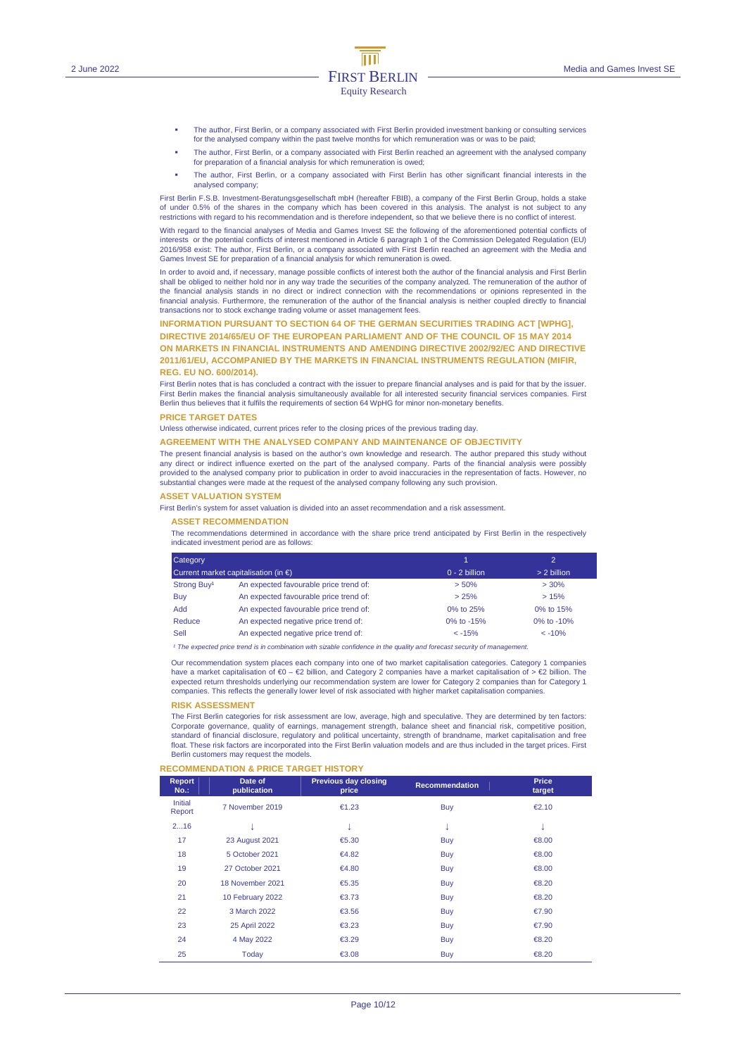- The author, First Berlin, or a company associated with First Berlin provided investment banking or consulting services for the analysed company within the past twelve months for which remuneration was or was to be paid;
- The author, First Berlin, or a company associated with First Berlin reached an agreement with the analysed company for preparation of a financial analysis for which remuneration is owed;
- The author, First Berlin, or a company associated with First Berlin has other significant financial interests in the analysed company;

First Berlin F.S.B. Investment-Beratungsgesellschaft mbH (hereafter FBIB), a company of the First Berlin Group, holds a stake of under 0.5% of the shares in the company which has been covered in this analysis. The analyst is not subject to any restrictions with regard to his recommendation and is therefore independent, so that we believe there is no conflict of interest.

With regard to the financial analyses of Media and Games Invest SE the following of the aforementioned potential conflicts of interests or the potential conflicts of interest mentioned in Article 6 paragraph 1 of the Commission Delegated Regulation (EU) 2016/958 exist: The author, First Berlin, or a company associated with First Berlin reached an agreement with the Media and Games Invest SE for preparation of a financial analysis for which remuneration is owed.

In order to avoid and, if necessary, manage possible conflicts of interest both the author of the financial analysis and First Berlin shall be obliged to neither hold nor in any way trade the securities of the company analyzed. The remuneration of the author of the financial analysis stands in no direct or indirect connection with the recommendations or opinions represented in the financial analysis. Furthermore, the remuneration of the author of the financial analysis is neither coupled directly to financial transactions nor to stock exchange trading volume or asset management fees.

## INFORMATION PURSUANT TO SECTION 64 OF THE GERMAN SECURITIES TRADING ACT [WPHG], DIRECTIVE 2014/65/EU OF THE EUROPEAN PARLIAMENT AND OF THE COUNCIL OF 15 MAY 2014 ON MARKETS IN FINANCIAL INSTRUMENTS AND AMENDING DIRECTIVE 2002/92/EC AND DIRECTIVE 2011/61/EU, ACCOMPANIED BY THE MARKETS IN FINANCIAL INSTRUMENTS REGULATION (MIFIR, REG. EU NO. 600/2014).

First Berlin notes that is has concluded a contract with the issuer to prepare financial analyses and is paid for that by the issuer. First Berlin makes the financial analysis simultaneously available for all interested security financial services companies. First Berlin thus believes that it fulfils the requirements of section 64 WpHG for minor non-monetary benefits.

## PRICE TARGET DATES

Unless otherwise indicated, current prices refer to the closing prices of the previous trading day.

## AGREEMENT WITH THE ANALYSED COMPANY AND MAINTENANCE OF OBJECTIVITY

The present financial analysis is based on the author's own knowledge and research. The author prepared this study without any direct or indirect influence exerted on the part of the analysed company. Parts of the financial analysis were possibly provided to the analysed company prior to publication in order to avoid inaccuracies in the representation of facts. However, no substantial changes were made at the request of the analysed company following any such provision.

## ASSET VALUATION SYSTEM

First Berlin's system for asset valuation is divided into an asset recommendation and a risk assessment.

### ASSET RECOMMENDATION

The recommendations determined in accordance with the share price trend anticipated by First Berlin in the respectively indicated investment period are as follows:

| Category | | 1 | 2 |
|---|---|---|---|
| Current market capitalisation (in €) | | 0 - 2 billion | > 2 billion |
| Strong Buy[1] | An expected favourable price trend of: | > 50% | > 30% |
| Buy | An expected favourable price trend of: | > 25% | > 15% |
| Add | An expected favourable price trend of: | 0% to 25% | 0% to 15% |
| Reduce | An expected negative price trend of: | 0% to -15% | 0% to -10% |
| Sell | An expected negative price trend of: | < -15% | < -10% |

*[1] The expected price trend is in combination with sizable confidence in the quality and forecast security of management.*

Our recommendation system places each company into one of two market capitalisation categories. Category 1 companies have a market capitalisation of €0 – €2 billion, and Category 2 companies have a market capitalisation of > €2 billion. The expected return thresholds underlying our recommendation system are lower for Category 2 companies than for Category 1 companies. This reflects the generally lower level of risk associated with higher market capitalisation companies.

### RISK ASSESSMENT

The First Berlin categories for risk assessment are low, average, high and speculative. They are determined by ten factors: Corporate governance, quality of earnings, management strength, balance sheet and financial risk, competitive position, standard of financial disclosure, regulatory and political uncertainty, strength of brandname, market capitalisation and free float. These risk factors are incorporated into the First Berlin valuation models and are thus included in the target prices. First Berlin customers may request the models.

## RECOMMENDATION & PRICE TARGET HISTORY

| Report No.: | Date of publication | Previous day closing price | Recommendation | Price target |
|---|---|---|---|---|
| Initial Report | 7 November 2019 | €1.23 | Buy | €2.10 |
| 2...16 | ↓ | ↓ | ↓ | ↓ |
| 17 | 23 August 2021 | €5.30 | Buy | €8.00 |
| 18 | 5 October 2021 | €4.82 | Buy | €8.00 |
| 19 | 27 October 2021 | €4.80 | Buy | €8.00 |
| 20 | 18 November 2021 | €5.35 | Buy | €8.20 |
| 21 | 10 February 2022 | €3.73 | Buy | €8.20 |
| 22 | 3 March 2022 | €3.56 | Buy | €7.90 |
| 23 | 25 April 2022 | €3.23 | Buy | €7.90 |
| 24 | 4 May 2022 | €3.29 | Buy | €8.20 |
| 25 | Today | €3.08 | Buy | €8.20 |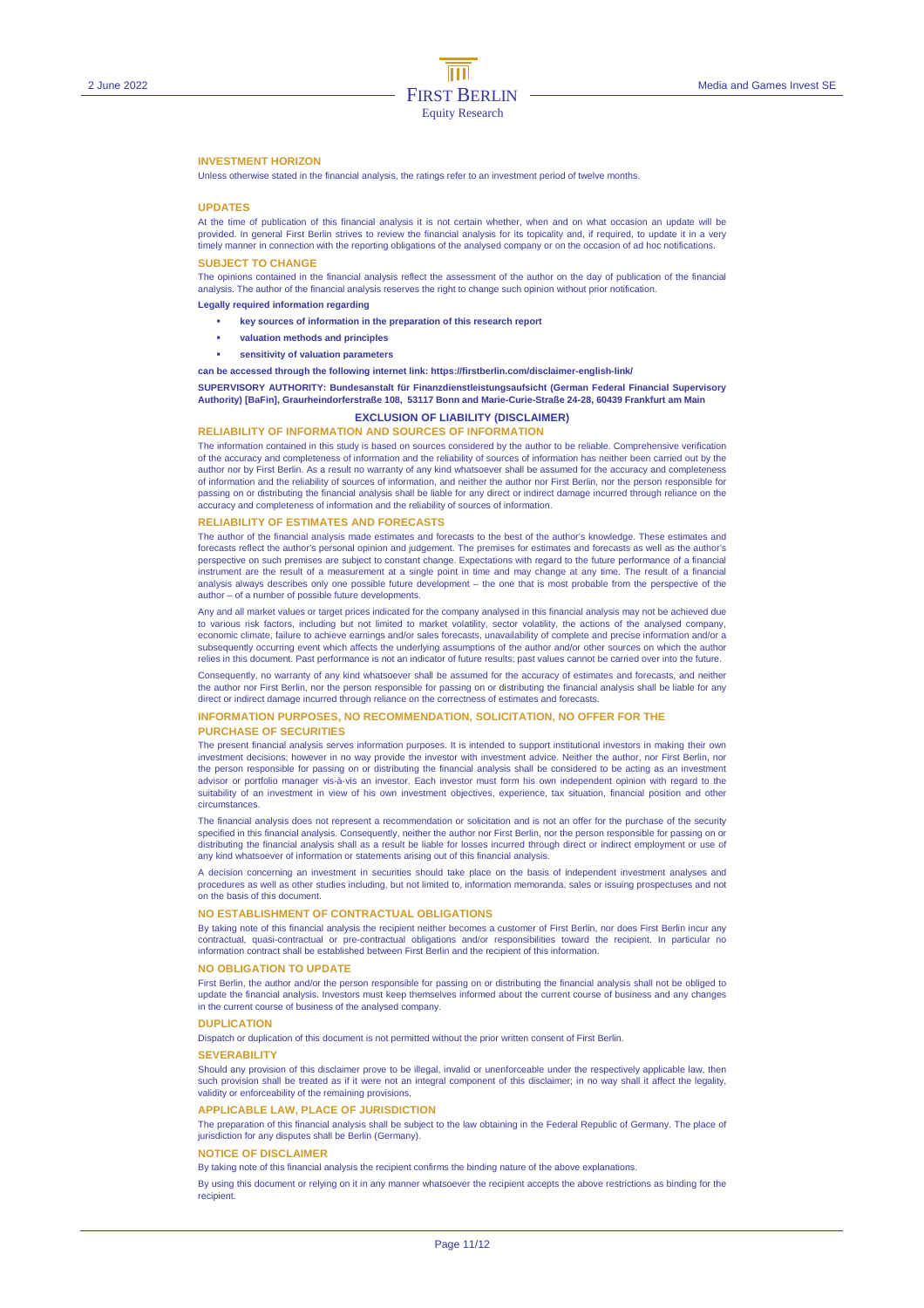## INVESTMENT HORIZON

Unless otherwise stated in the financial analysis, the ratings refer to an investment period of twelve months.

## UPDATES

At the time of publication of this financial analysis it is not certain whether, when and on what occasion an update will be provided. In general First Berlin strives to review the financial analysis for its topicality and, if required, to update it in a very timely manner in connection with the reporting obligations of the analysed company or on the occasion of ad hoc notifications.

## SUBJECT TO CHANGE

The opinions contained in the financial analysis reflect the assessment of the author on the day of publication of the financial analysis. The author of the financial analysis reserves the right to change such opinion without prior notification.

**Legally required information regarding**

- **key sources of information in the preparation of this research report**
- **valuation methods and principles**
- **sensitivity of valuation parameters**

**can be accessed through the following internet link: https://firstberlin.com/disclaimer-english-link/**

**SUPERVISORY AUTHORITY: Bundesanstalt für Finanzdienstleistungsaufsicht (German Federal Financial Supervisory Authority) [BaFin], Graurheindorferstraße 108, 53117 Bonn and Marie-Curie-Straße 24-28, 60439 Frankfurt am Main**

# EXCLUSION OF LIABILITY (DISCLAIMER)

## RELIABILITY OF INFORMATION AND SOURCES OF INFORMATION

The information contained in this study is based on sources considered by the author to be reliable. Comprehensive verification of the accuracy and completeness of information and the reliability of sources of information has neither been carried out by the author nor by First Berlin. As a result no warranty of any kind whatsoever shall be assumed for the accuracy and completeness of information and the reliability of sources of information, and neither the author nor First Berlin, nor the person responsible for passing on or distributing the financial analysis shall be liable for any direct or indirect damage incurred through reliance on the accuracy and completeness of information and the reliability of sources of information.

## RELIABILITY OF ESTIMATES AND FORECASTS

The author of the financial analysis made estimates and forecasts to the best of the author's knowledge. These estimates and forecasts reflect the author's personal opinion and judgement. The premises for estimates and forecasts as well as the author's perspective on such premises are subject to constant change. Expectations with regard to the future performance of a financial instrument are the result of a measurement at a single point in time and may change at any time. The result of a financial analysis always describes only one possible future development – the one that is most probable from the perspective of the author – of a number of possible future developments.

Any and all market values or target prices indicated for the company analysed in this financial analysis may not be achieved due to various risk factors, including but not limited to market volatility, sector volatility, the actions of the analysed company, economic climate, failure to achieve earnings and/or sales forecasts, unavailability of complete and precise information and/or a subsequently occurring event which affects the underlying assumptions of the author and/or other sources on which the author relies in this document. Past performance is not an indicator of future results; past values cannot be carried over into the future.

Consequently, no warranty of any kind whatsoever shall be assumed for the accuracy of estimates and forecasts, and neither the author nor First Berlin, nor the person responsible for passing on or distributing the financial analysis shall be liable for any direct or indirect damage incurred through reliance on the correctness of estimates and forecasts.

## INFORMATION PURPOSES, NO RECOMMENDATION, SOLICITATION, NO OFFER FOR THE PURCHASE OF SECURITIES

The present financial analysis serves information purposes. It is intended to support institutional investors in making their own investment decisions; however in no way provide the investor with investment advice. Neither the author, nor First Berlin, nor the person responsible for passing on or distributing the financial analysis shall be considered to be acting as an investment advisor or portfolio manager vis-à-vis an investor. Each investor must form his own independent opinion with regard to the suitability of an investment in view of his own investment objectives, experience, tax situation, financial position and other circumstances.

The financial analysis does not represent a recommendation or solicitation and is not an offer for the purchase of the security specified in this financial analysis. Consequently, neither the author nor First Berlin, nor the person responsible for passing on or distributing the financial analysis shall as a result be liable for losses incurred through direct or indirect employment or use of any kind whatsoever of information or statements arising out of this financial analysis.

A decision concerning an investment in securities should take place on the basis of independent investment analyses and procedures as well as other studies including, but not limited to, information memoranda, sales or issuing prospectuses and not on the basis of this document.

## NO ESTABLISHMENT OF CONTRACTUAL OBLIGATIONS

By taking note of this financial analysis the recipient neither becomes a customer of First Berlin, nor does First Berlin incur any contractual, quasi-contractual or pre-contractual obligations and/or responsibilities toward the recipient. In particular no information contract shall be established between First Berlin and the recipient of this information.

## NO OBLIGATION TO UPDATE

First Berlin, the author and/or the person responsible for passing on or distributing the financial analysis shall not be obliged to update the financial analysis. Investors must keep themselves informed about the current course of business and any changes in the current course of business of the analysed company.

## DUPLICATION

Dispatch or duplication of this document is not permitted without the prior written consent of First Berlin.

## SEVERABILITY

Should any provision of this disclaimer prove to be illegal, invalid or unenforceable under the respectively applicable law, then such provision shall be treated as if it were not an integral component of this disclaimer; in no way shall it affect the legality, validity or enforceability of the remaining provisions.

## APPLICABLE LAW, PLACE OF JURISDICTION

The preparation of this financial analysis shall be subject to the law obtaining in the Federal Republic of Germany. The place of jurisdiction for any disputes shall be Berlin (Germany).

## NOTICE OF DISCLAIMER

By taking note of this financial analysis the recipient confirms the binding nature of the above explanations.

By using this document or relying on it in any manner whatsoever the recipient accepts the above restrictions as binding for the recipient.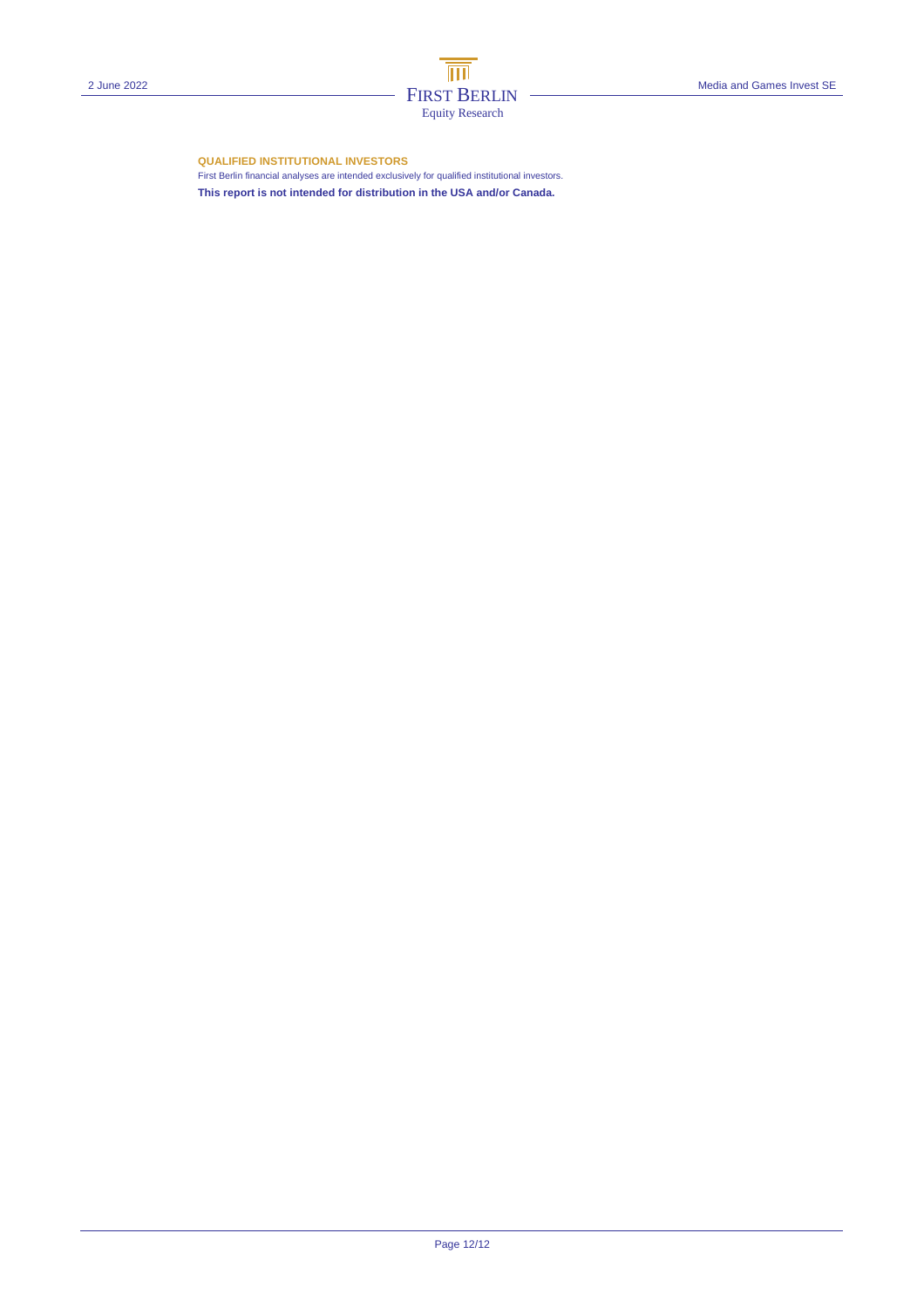**QUALIFIED INSTITUTIONAL INVESTORS**

First Berlin financial analyses are intended exclusively for qualified institutional investors.

**This report is not intended for distribution in the USA and/or Canada.**